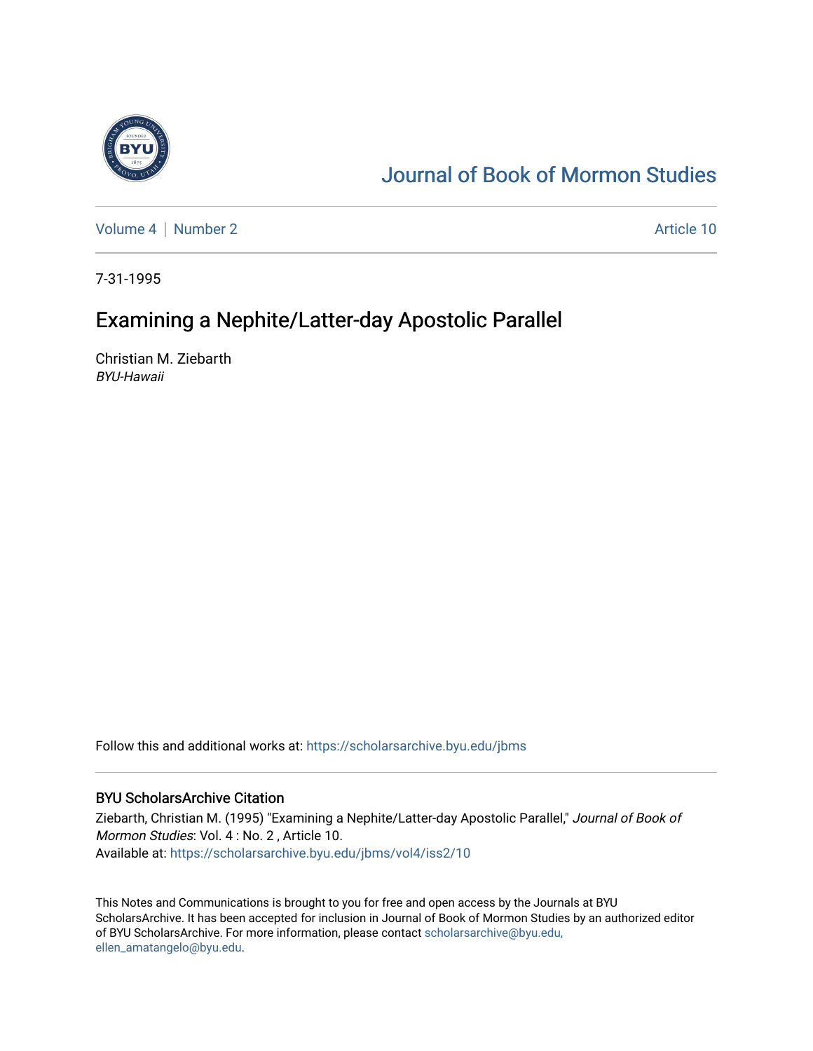# Journal of Book of Mormon Studies

Volume 4 | Number 2 | Article 10

7-31-1995

## Examining a Nephite/Latter-day Apostolic Parallel

Christian M. Ziebarth
*BYU-Hawaii*

Follow this and additional works at: https://scholarsarchive.byu.edu/jbms

### BYU ScholarsArchive Citation

Ziebarth, Christian M. (1995) "Examining a Nephite/Latter-day Apostolic Parallel," *Journal of Book of Mormon Studies*: Vol. 4 : No. 2 , Article 10.
Available at: https://scholarsarchive.byu.edu/jbms/vol4/iss2/10

This Notes and Communications is brought to you for free and open access by the Journals at BYU ScholarsArchive. It has been accepted for inclusion in Journal of Book of Mormon Studies by an authorized editor of BYU ScholarsArchive. For more information, please contact scholarsarchive@byu.edu, ellen_amatangelo@byu.edu.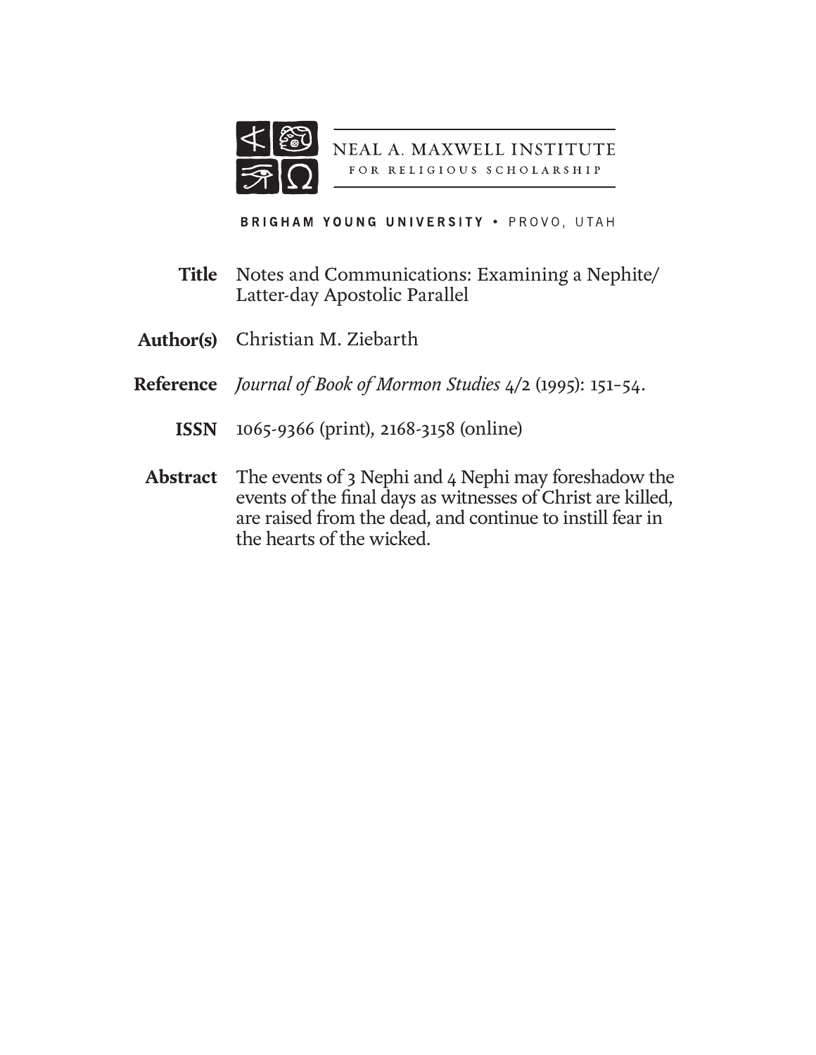NEAL A. MAXWELL INSTITUTE
FOR RELIGIOUS SCHOLARSHIP

BRIGHAM YOUNG UNIVERSITY • PROVO, UTAH

**Title** Notes and Communications: Examining a Nephite/Latter-day Apostolic Parallel

**Author(s)** Christian M. Ziebarth

**Reference** *Journal of Book of Mormon Studies* 4/2 (1995): 151–54.

**ISSN** 1065-9366 (print), 2168-3158 (online)

**Abstract** The events of 3 Nephi and 4 Nephi may foreshadow the events of the final days as witnesses of Christ are killed, are raised from the dead, and continue to instill fear in the hearts of the wicked.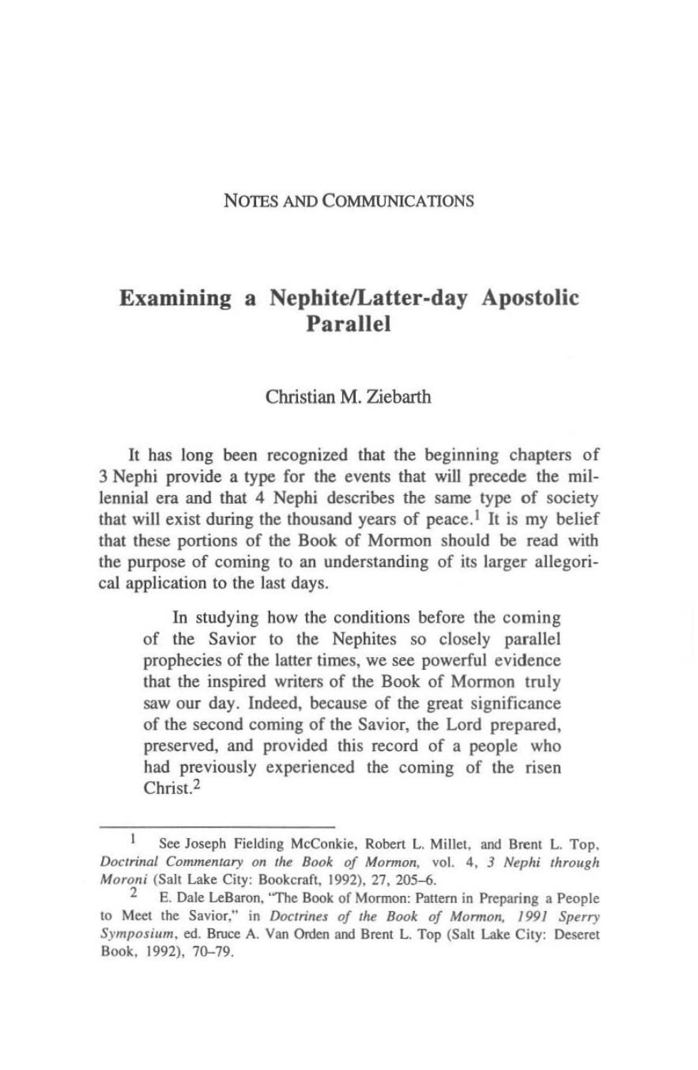NOTES AND COMMUNICATIONS

# Examining a Nephite/Latter-day Apostolic Parallel

Christian M. Ziebarth

It has long been recognized that the beginning chapters of 3 Nephi provide a type for the events that will precede the millennial era and that 4 Nephi describes the same type of society that will exist during the thousand years of peace.[1] It is my belief that these portions of the Book of Mormon should be read with the purpose of coming to an understanding of its larger allegorical application to the last days.

> In studying how the conditions before the coming of the Savior to the Nephites so closely parallel prophecies of the latter times, we see powerful evidence that the inspired writers of the Book of Mormon truly saw our day. Indeed, because of the great significance of the second coming of the Savior, the Lord prepared, preserved, and provided this record of a people who had previously experienced the coming of the risen Christ.[2]

---

1 See Joseph Fielding McConkie, Robert L. Millet, and Brent L. Top, *Doctrinal Commentary on the Book of Mormon*, vol. 4, *3 Nephi through Moroni* (Salt Lake City: Bookcraft, 1992), 27, 205–6.

2 E. Dale LeBaron, "The Book of Mormon: Pattern in Preparing a People to Meet the Savior," in *Doctrines of the Book of Mormon, 1991 Sperry Symposium*, ed. Bruce A. Van Orden and Brent L. Top (Salt Lake City: Deseret Book, 1992), 70–79.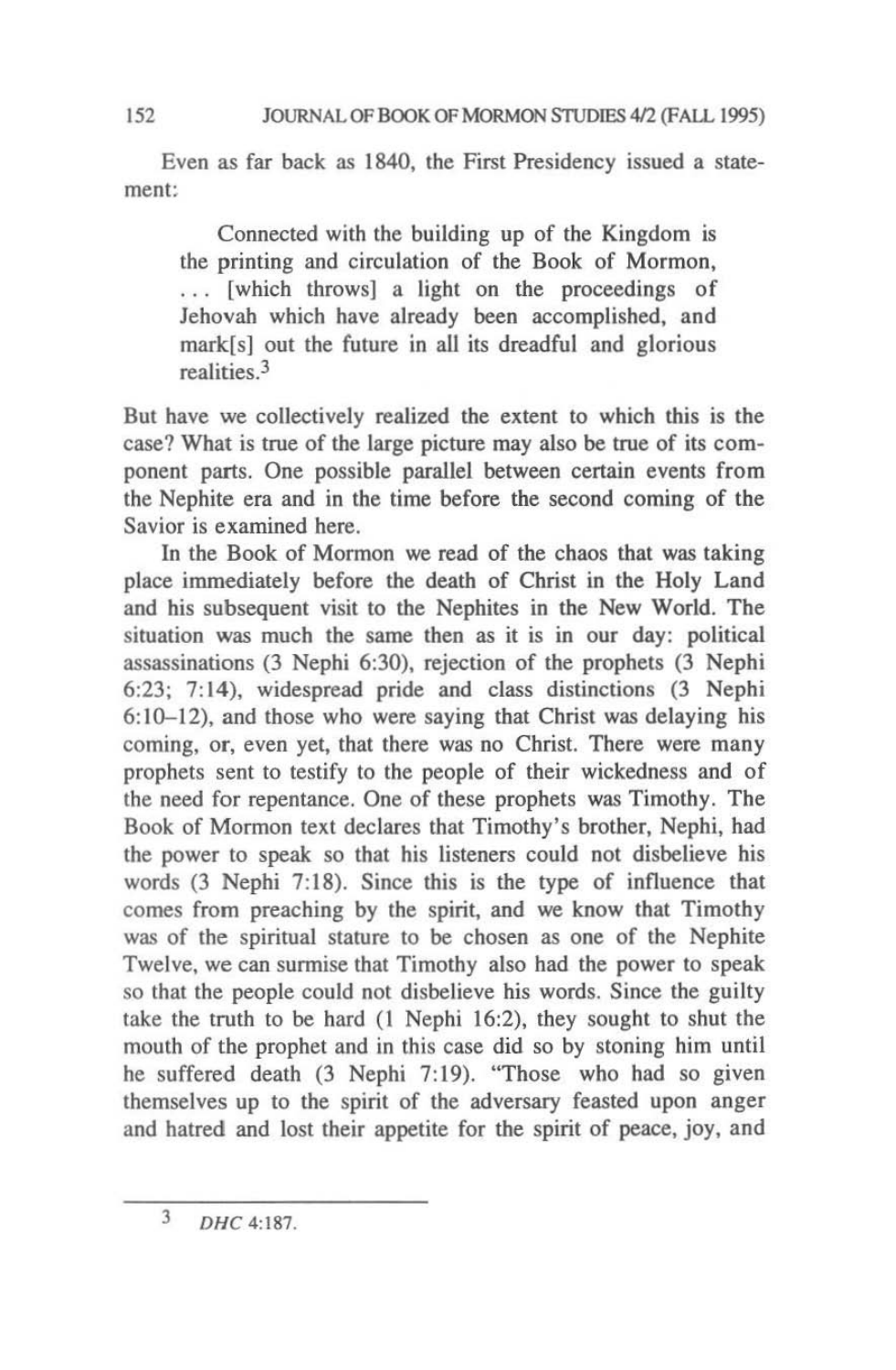Even as far back as 1840, the First Presidency issued a statement:

> Connected with the building up of the Kingdom is the printing and circulation of the Book of Mormon, ... [which throws] a light on the proceedings of Jehovah which have already been accomplished, and mark[s] out the future in all its dreadful and glorious realities.[3]

But have we collectively realized the extent to which this is the case? What is true of the large picture may also be true of its component parts. One possible parallel between certain events from the Nephite era and in the time before the second coming of the Savior is examined here.

In the Book of Mormon we read of the chaos that was taking place immediately before the death of Christ in the Holy Land and his subsequent visit to the Nephites in the New World. The situation was much the same then as it is in our day: political assassinations (3 Nephi 6:30), rejection of the prophets (3 Nephi 6:23; 7:14), widespread pride and class distinctions (3 Nephi 6:10–12), and those who were saying that Christ was delaying his coming, or, even yet, that there was no Christ. There were many prophets sent to testify to the people of their wickedness and of the need for repentance. One of these prophets was Timothy. The Book of Mormon text declares that Timothy's brother, Nephi, had the power to speak so that his listeners could not disbelieve his words (3 Nephi 7:18). Since this is the type of influence that comes from preaching by the spirit, and we know that Timothy was of the spiritual stature to be chosen as one of the Nephite Twelve, we can surmise that Timothy also had the power to speak so that the people could not disbelieve his words. Since the guilty take the truth to be hard (1 Nephi 16:2), they sought to shut the mouth of the prophet and in this case did so by stoning him until he suffered death (3 Nephi 7:19). "Those who had so given themselves up to the spirit of the adversary feasted upon anger and hatred and lost their appetite for the spirit of peace, joy, and

---

[3] *DHC* 4:187.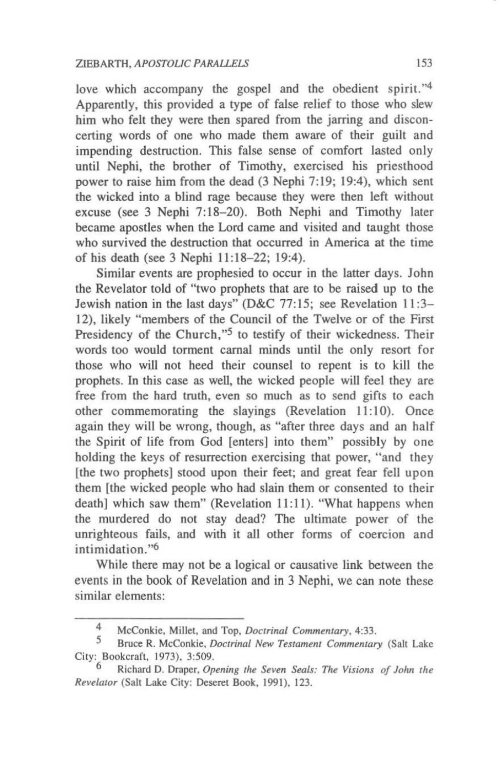love which accompany the gospel and the obedient spirit."[4] Apparently, this provided a type of false relief to those who slew him who felt they were then spared from the jarring and disconcerting words of one who made them aware of their guilt and impending destruction. This false sense of comfort lasted only until Nephi, the brother of Timothy, exercised his priesthood power to raise him from the dead (3 Nephi 7:19; 19:4), which sent the wicked into a blind rage because they were then left without excuse (see 3 Nephi 7:18–20). Both Nephi and Timothy later became apostles when the Lord came and visited and taught those who survived the destruction that occurred in America at the time of his death (see 3 Nephi 11:18–22; 19:4).

Similar events are prophesied to occur in the latter days. John the Revelator told of "two prophets that are to be raised up to the Jewish nation in the last days" (D&C 77:15; see Revelation 11:3–12), likely "members of the Council of the Twelve or of the First Presidency of the Church,"[5] to testify of their wickedness. Their words too would torment carnal minds until the only resort for those who will not heed their counsel to repent is to kill the prophets. In this case as well, the wicked people will feel they are free from the hard truth, even so much as to send gifts to each other commemorating the slayings (Revelation 11:10). Once again they will be wrong, though, as "after three days and an half the Spirit of life from God [enters] into them" possibly by one holding the keys of resurrection exercising that power, "and they [the two prophets] stood upon their feet; and great fear fell upon them [the wicked people who had slain them or consented to their death] which saw them" (Revelation 11:11). "What happens when the murdered do not stay dead? The ultimate power of the unrighteous fails, and with it all other forms of coercion and intimidation."[6]

While there may not be a logical or causative link between the events in the book of Revelation and in 3 Nephi, we can note these similar elements:

---

[4] McConkie, Millet, and Top, *Doctrinal Commentary*, 4:33.

[5] Bruce R. McConkie, *Doctrinal New Testament Commentary* (Salt Lake City: Bookcraft, 1973), 3:509.

[6] Richard D. Draper, *Opening the Seven Seals: The Visions of John the Revelator* (Salt Lake City: Deseret Book, 1991), 123.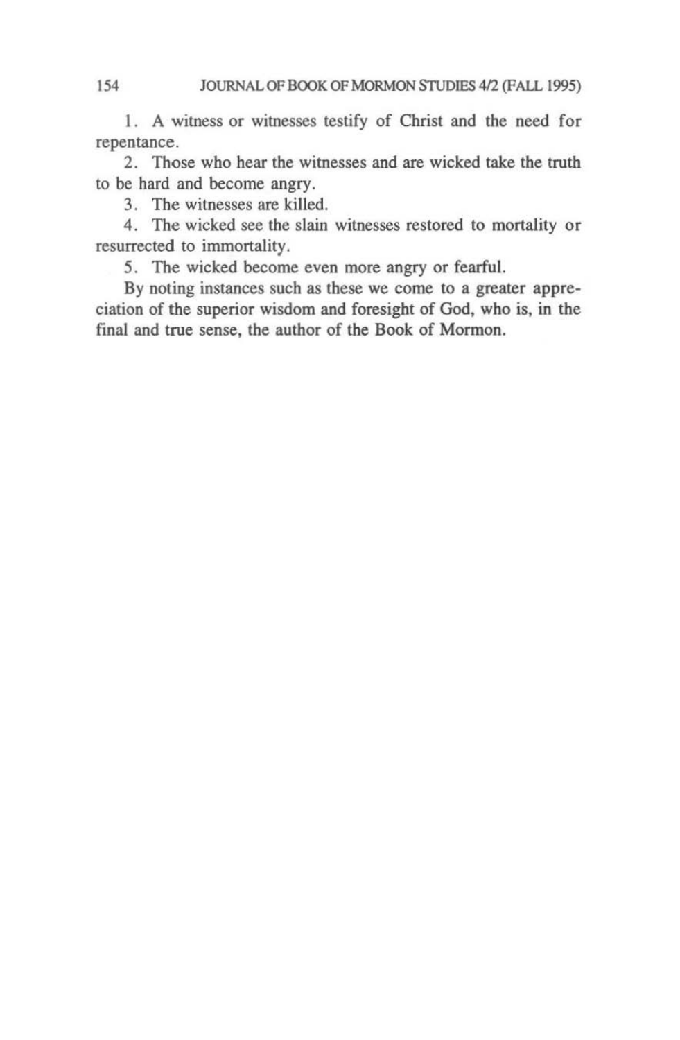1. A witness or witnesses testify of Christ and the need for repentance.
2. Those who hear the witnesses and are wicked take the truth to be hard and become angry.
3. The witnesses are killed.
4. The wicked see the slain witnesses restored to mortality or resurrected to immortality.
5. The wicked become even more angry or fearful.

By noting instances such as these we come to a greater appreciation of the superior wisdom and foresight of God, who is, in the final and true sense, the author of the Book of Mormon.